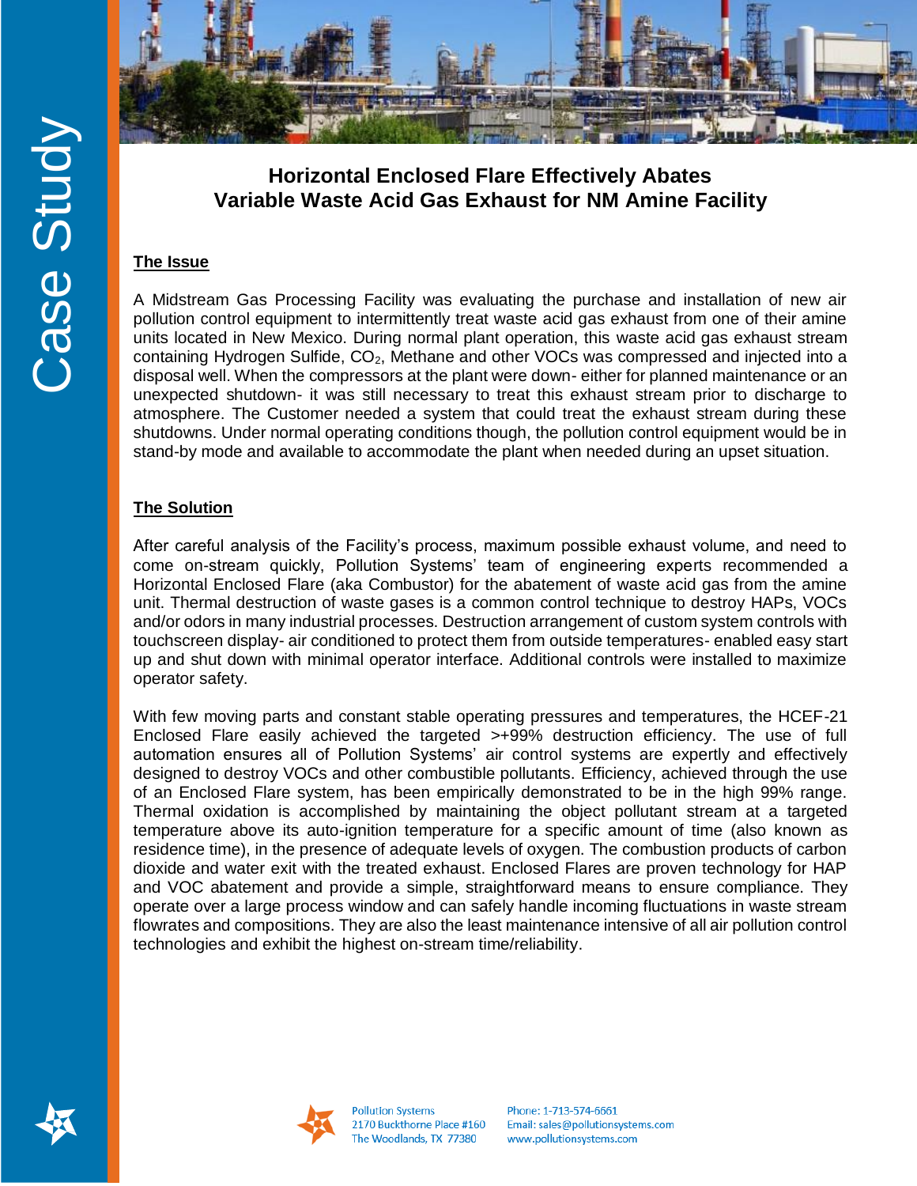Case Study

# Horizontal Enclosed Flare Effectively Abates Variable Waste Acid Gas Exhaust for NM Amine Facility

## The Issue

A Midstream Gas Processing Facility was evaluating the purchase and installation of new air pollution control equipment to intermittently treat waste acid gas exhaust from one of their amine units located in New Mexico. During normal plant operation, this waste acid gas exhaust stream containing Hydrogen Sulfide, $CO_2$, Methane and other VOCs was compressed and injected into a disposal well. When the compressors at the plant were down- either for planned maintenance or an unexpected shutdown- it was still necessary to treat this exhaust stream prior to discharge to atmosphere. The Customer needed a system that could treat the exhaust stream during these shutdowns. Under normal operating conditions though, the pollution control equipment would be in stand-by mode and available to accommodate the plant when needed during an upset situation.

## The Solution

After careful analysis of the Facility's process, maximum possible exhaust volume, and need to come on-stream quickly, Pollution Systems' team of engineering experts recommended a Horizontal Enclosed Flare (aka Combustor) for the abatement of waste acid gas from the amine unit. Thermal destruction of waste gases is a common control technique to destroy HAPs, VOCs and/or odors in many industrial processes. Destruction arrangement of custom system controls with touchscreen display- air conditioned to protect them from outside temperatures- enabled easy start up and shut down with minimal operator interface. Additional controls were installed to maximize operator safety.

With few moving parts and constant stable operating pressures and temperatures, the HCEF-21 Enclosed Flare easily achieved the targeted >+99% destruction efficiency. The use of full automation ensures all of Pollution Systems' air control systems are expertly and effectively designed to destroy VOCs and other combustible pollutants. Efficiency, achieved through the use of an Enclosed Flare system, has been empirically demonstrated to be in the high 99% range. Thermal oxidation is accomplished by maintaining the object pollutant stream at a targeted temperature above its auto-ignition temperature for a specific amount of time (also known as residence time), in the presence of adequate levels of oxygen. The combustion products of carbon dioxide and water exit with the treated exhaust. Enclosed Flares are proven technology for HAP and VOC abatement and provide a simple, straightforward means to ensure compliance. They operate over a large process window and can safely handle incoming fluctuations in waste stream flowrates and compositions. They are also the least maintenance intensive of all air pollution control technologies and exhibit the highest on-stream time/reliability.

Pollution Systems
2170 Buckthorne Place #160
The Woodlands, TX 77380

Phone: 1-713-574-6661
Email: sales@pollutionsystems.com
www.pollutionsystems.com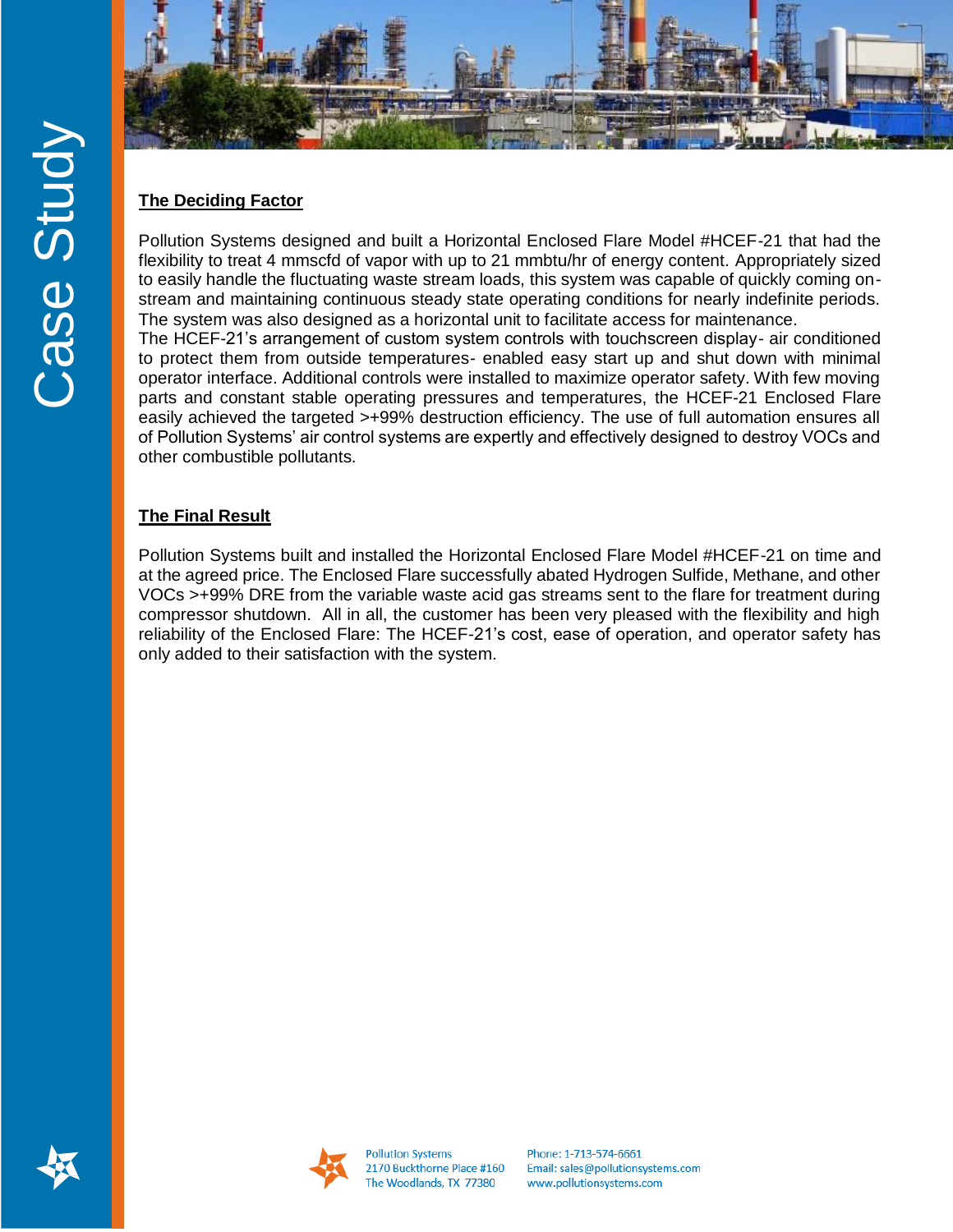## The Deciding Factor

Pollution Systems designed and built a Horizontal Enclosed Flare Model #HCEF-21 that had the flexibility to treat 4 mmscfd of vapor with up to 21 mmbtu/hr of energy content. Appropriately sized to easily handle the fluctuating waste stream loads, this system was capable of quickly coming on-stream and maintaining continuous steady state operating conditions for nearly indefinite periods. The system was also designed as a horizontal unit to facilitate access for maintenance.

The HCEF-21's arrangement of custom system controls with touchscreen display- air conditioned to protect them from outside temperatures- enabled easy start up and shut down with minimal operator interface. Additional controls were installed to maximize operator safety. With few moving parts and constant stable operating pressures and temperatures, the HCEF-21 Enclosed Flare easily achieved the targeted >+99% destruction efficiency. The use of full automation ensures all of Pollution Systems' air control systems are expertly and effectively designed to destroy VOCs and other combustible pollutants.

## The Final Result

Pollution Systems built and installed the Horizontal Enclosed Flare Model #HCEF-21 on time and at the agreed price. The Enclosed Flare successfully abated Hydrogen Sulfide, Methane, and other VOCs >+99% DRE from the variable waste acid gas streams sent to the flare for treatment during compressor shutdown. All in all, the customer has been very pleased with the flexibility and high reliability of the Enclosed Flare: The HCEF-21's cost, ease of operation, and operator safety has only added to their satisfaction with the system.

Pollution Systems
2170 Buckthorne Place #160
The Woodlands, TX 77380

Phone: 1-713-574-6661
Email: sales@pollutionsystems.com
www.pollutionsystems.com